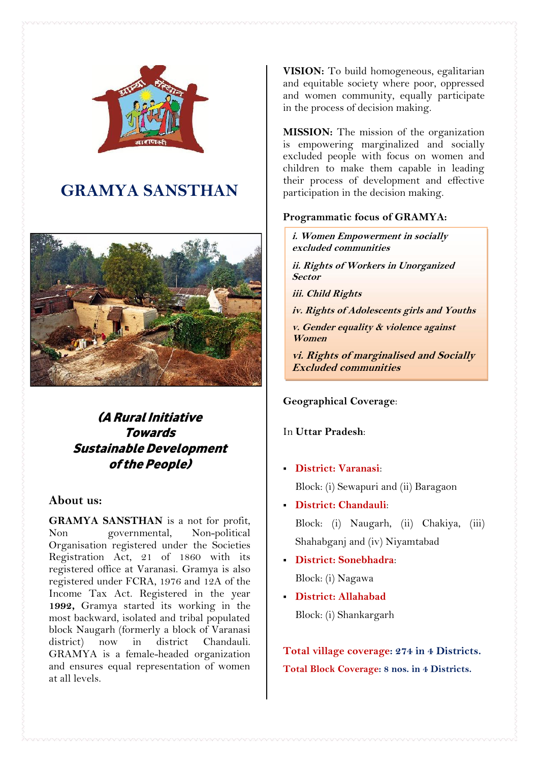# GRAMYA SANSTHAN

***(A Rural Initiative Towards Sustainable Development of the People)***

## About us:

**GRAMYA SANSTHAN** is a not for profit, Non governmental, Non-political Organisation registered under the Societies Registration Act, 21 of 1860 with its registered office at Varanasi. Gramya is also registered under FCRA, 1976 and 12A of the Income Tax Act. Registered in the year **1992,** Gramya started its working in the most backward, isolated and tribal populated block Naugarh (formerly a block of Varanasi district) now in district Chandauli. GRAMYA is a female-headed organization and ensures equal representation of women at all levels.

**VISION:** To build homogeneous, egalitarian and equitable society where poor, oppressed and women community, equally participate in the process of decision making.

**MISSION:** The mission of the organization is empowering marginalized and socially excluded people with focus on women and children to make them capable in leading their process of development and effective participation in the decision making.

**Programmatic focus of GRAMYA:**

***i. Women Empowerment in socially excluded communities***

***ii. Rights of Workers in Unorganized Sector***

***iii. Child Rights***

***iv. Rights of Adolescents girls and Youths***

***v. Gender equality & violence against Women***

***vi. Rights of marginalised and Socially Excluded communities***

**Geographical Coverage**:

In **Uttar Pradesh**:

- **District: Varanasi**:

  Block: (i) Sewapuri and (ii) Baragaon

- **District: Chandauli**:

  Block: (i) Naugarh, (ii) Chakiya, (iii) Shahabganj and (iv) Niyamtabad

- **District: Sonebhadra**:

  Block: (i) Nagawa

- **District: Allahabad**

  Block: (i) Shankargarh

**Total village coverage: 274 in 4 Districts.**

**Total Block Coverage: 8 nos. in 4 Districts.**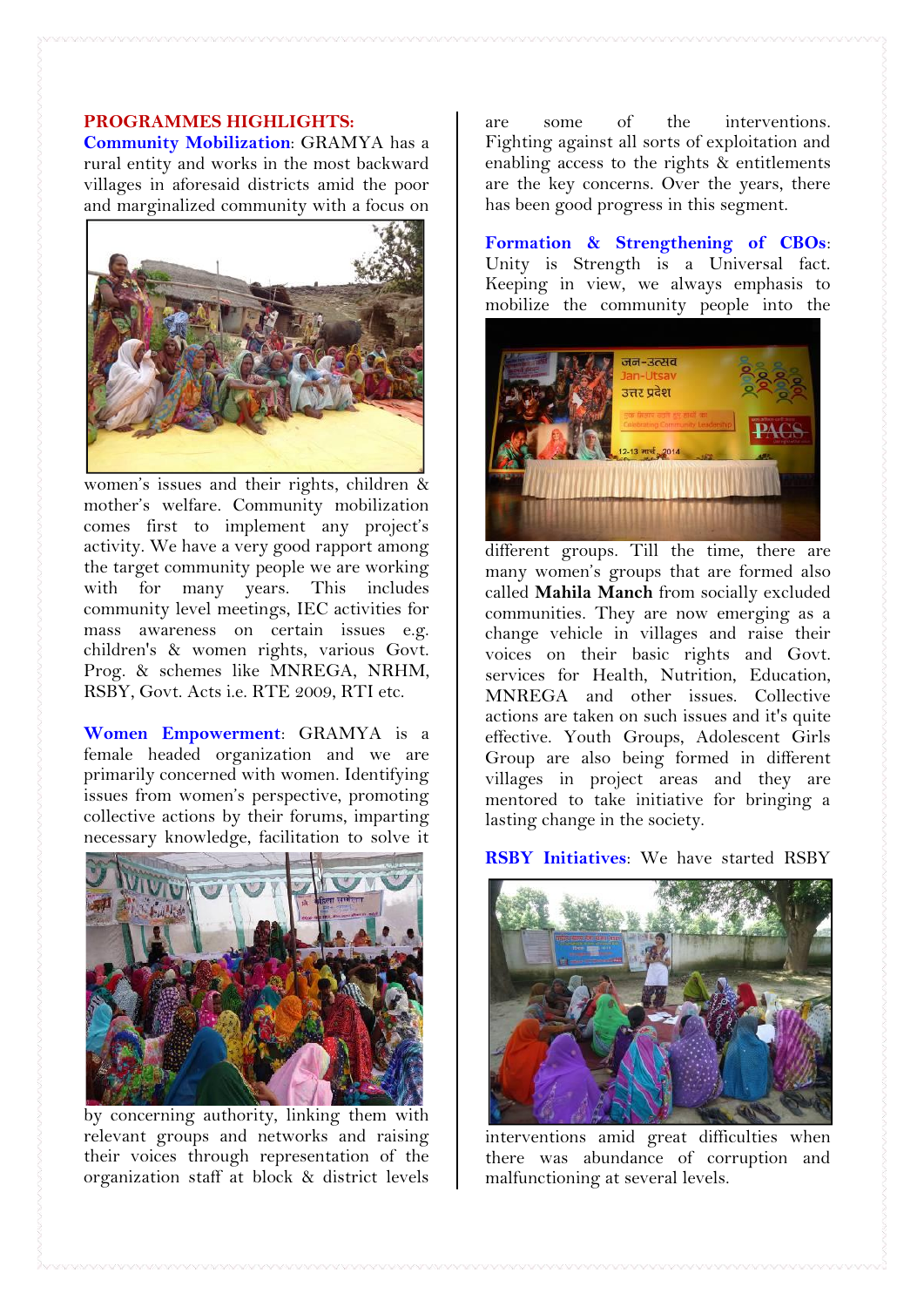**PROGRAMMES HIGHLIGHTS:**

**Community Mobilization**: GRAMYA has a rural entity and works in the most backward villages in aforesaid districts amid the poor and marginalized community with a focus on women's issues and their rights, children & mother's welfare. Community mobilization comes first to implement any project's activity. We have a very good rapport among the target community people we are working with for many years. This includes community level meetings, IEC activities for mass awareness on certain issues e.g. children's & women rights, various Govt. Prog. & schemes like MNREGA, NRHM, RSBY, Govt. Acts i.e. RTE 2009, RTI etc.

**Women Empowerment**: GRAMYA is a female headed organization and we are primarily concerned with women. Identifying issues from women's perspective, promoting collective actions by their forums, imparting necessary knowledge, facilitation to solve it by concerning authority, linking them with relevant groups and networks and raising their voices through representation of the organization staff at block & district levels are some of the interventions. Fighting against all sorts of exploitation and enabling access to the rights & entitlements are the key concerns. Over the years, there has been good progress in this segment.

**Formation & Strengthening of CBOs**: Unity is Strength is a Universal fact. Keeping in view, we always emphasis to mobilize the community people into the different groups. Till the time, there are many women's groups that are formed also called **Mahila Manch** from socially excluded communities. They are now emerging as a change vehicle in villages and raise their voices on their basic rights and Govt. services for Health, Nutrition, Education, MNREGA and other issues. Collective actions are taken on such issues and it's quite effective. Youth Groups, Adolescent Girls Group are also being formed in different villages in project areas and they are mentored to take initiative for bringing a lasting change in the society.

**RSBY Initiatives**: We have started RSBY interventions amid great difficulties when there was abundance of corruption and malfunctioning at several levels.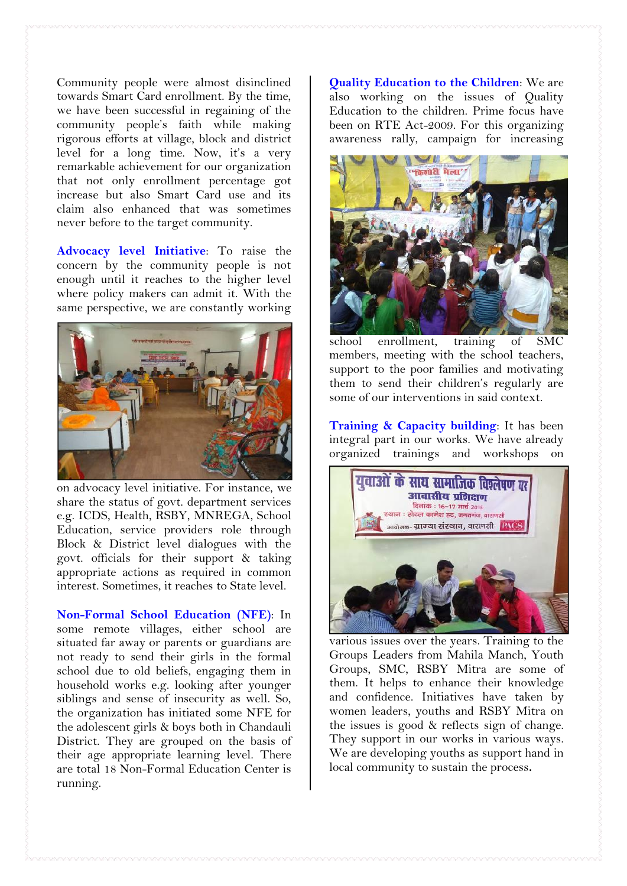Community people were almost disinclined towards Smart Card enrollment. By the time, we have been successful in regaining of the community people's faith while making rigorous efforts at village, block and district level for a long time. Now, it's a very remarkable achievement for our organization that not only enrollment percentage got increase but also Smart Card use and its claim also enhanced that was sometimes never before to the target community.

**Advocacy level Initiative**: To raise the concern by the community people is not enough until it reaches to the higher level where policy makers can admit it. With the same perspective, we are constantly working on advocacy level initiative. For instance, we share the status of govt. department services e.g. ICDS, Health, RSBY, MNREGA, School Education, service providers role through Block & District level dialogues with the govt. officials for their support & taking appropriate actions as required in common interest. Sometimes, it reaches to State level.

**Non-Formal School Education (NFE)**: In some remote villages, either school are situated far away or parents or guardians are not ready to send their girls in the formal school due to old beliefs, engaging them in household works e.g. looking after younger siblings and sense of insecurity as well. So, the organization has initiated some NFE for the adolescent girls & boys both in Chandauli District. They are grouped on the basis of their age appropriate learning level. There are total 18 Non-Formal Education Center is running.

**Quality Education to the Children**: We are also working on the issues of Quality Education to the children. Prime focus have been on RTE Act-2009. For this organizing awareness rally, campaign for increasing school enrollment, training of SMC members, meeting with the school teachers, support to the poor families and motivating them to send their children's regularly are some of our interventions in said context.

**Training & Capacity building**: It has been integral part in our works. We have already organized trainings and workshops on various issues over the years. Training to the Groups Leaders from Mahila Manch, Youth Groups, SMC, RSBY Mitra are some of them. It helps to enhance their knowledge and confidence. Initiatives have taken by women leaders, youths and RSBY Mitra on the issues is good & reflects sign of change. They support in our works in various ways. We are developing youths as support hand in local community to sustain the process.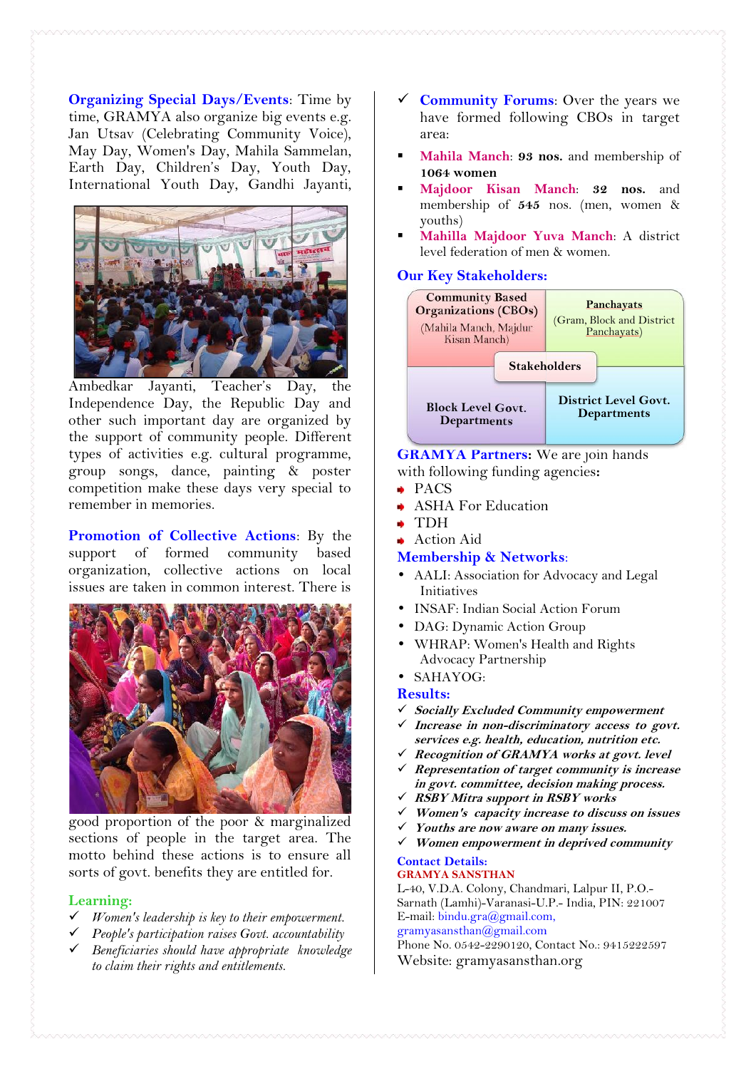**Organizing Special Days/Events**: Time by time, GRAMYA also organize big events e.g. Jan Utsav (Celebrating Community Voice), May Day, Women's Day, Mahila Sammelan, Earth Day, Children's Day, Youth Day, International Youth Day, Gandhi Jayanti, Ambedkar Jayanti, Teacher's Day, the Independence Day, the Republic Day and other such important day are organized by the support of community people. Different types of activities e.g. cultural programme, group songs, dance, painting & poster competition make these days very special to remember in memories.

**Promotion of Collective Actions**: By the support of formed community based organization, collective actions on local issues are taken in common interest. There is good proportion of the poor & marginalized sections of people in the target area. The motto behind these actions is to ensure all sorts of govt. benefits they are entitled for.

**Learning:**

- ✓ *Women's leadership is key to their empowerment.*
- ✓ *People's participation raises Govt. accountability*
- ✓ *Beneficiaries should have appropriate knowledge to claim their rights and entitlements.*

✓ **Community Forums**: Over the years we have formed following CBOs in target area:

- **Mahila Manch**: **93 nos.** and membership of **1064 women**
- **Majdoor Kisan Manch**: **32 nos.** and membership of **545** nos. (men, women & youths)
- **Mahilla Majdoor Yuva Manch**: A district level federation of men & women.

## Our Key Stakeholders:

Stakeholders

- Community Based Organizations (CBOs) (Mahila Manch, Majdur Kisan Manch)
- Panchayats (Gram, Block and District Panchayats)
- Block Level Govt. Departments
- District Level Govt. Departments

**GRAMYA Partners:** We are join hands with following funding agencies**:**

- PACS
- ASHA For Education
- TDH
- Action Aid

## Membership & Networks:

- AALI: Association for Advocacy and Legal Initiatives
- INSAF: Indian Social Action Forum
- DAG: Dynamic Action Group
- WHRAP: Women's Health and Rights Advocacy Partnership
- SAHAYOG:

## Results:

- ✓ ***Socially Excluded Community empowerment***
- ✓ ***Increase in non-discriminatory access to govt. services e.g. health, education, nutrition etc.***
- ✓ ***Recognition of GRAMYA works at govt. level***
- ✓ ***Representation of target community is increase in govt. committee, decision making process.***
- ✓ ***RSBY Mitra support in RSBY works***
- ✓ ***Women's capacity increase to discuss on issues***
- ✓ ***Youths are now aware on many issues.***
- ✓ ***Women empowerment in deprived community***

**Contact Details:**
**GRAMYA SANSTHAN**
L-40, V.D.A. Colony, Chandmari, Lalpur II, P.O.- Sarnath (Lamhi)-Varanasi-U.P.- India, PIN: 221007
E-mail: bindu.gra@gmail.com, gramyasansthan@gmail.com
Phone No. 0542-2290120, Contact No.: 9415222597
Website: gramyasansthan.org